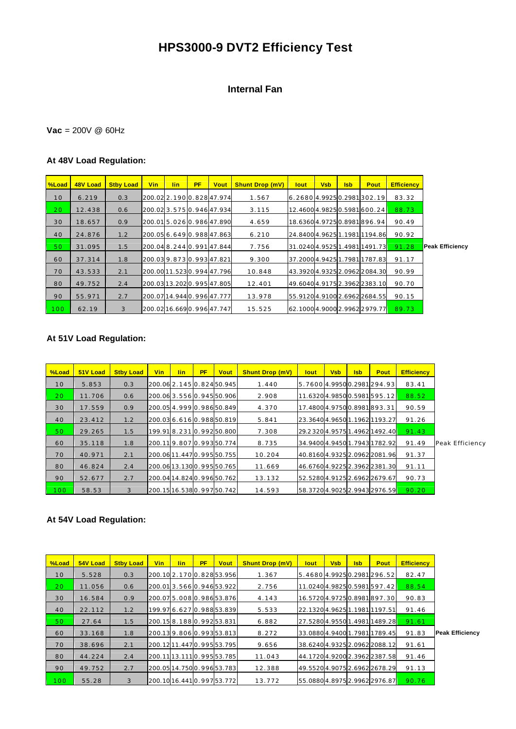# HPS3000-9 DVT2 Efficiency Test

## Internal Fan

**Vac** = 200V @ 60Hz

### At 48V Load Regulation:

| %Load | 48V Load | Stby Load | Vin | Iin | PF | Vout | Shunt Drop (mV) | Iout | Vsb | Isb | Pout | Efficiency | |
|---|---|---|---|---|---|---|---|---|---|---|---|---|---|
| 10 | 6.219 | 0.3 | 200.02 | 2.190 | 0.828 | 47.974 | 1.567 | 6.2680 | 4.9925 | 0.2981 | 302.19 | 83.32 | |
| 20 | 12.438 | 0.6 | 200.02 | 3.575 | 0.946 | 47.934 | 3.115 | 12.4600 | 4.9825 | 0.5981 | 600.24 | 88.73 | |
| 30 | 18.657 | 0.9 | 200.01 | 5.026 | 0.986 | 47.890 | 4.659 | 18.6360 | 4.9725 | 0.8981 | 896.94 | 90.49 | |
| 40 | 24.876 | 1.2 | 200.05 | 6.649 | 0.988 | 47.863 | 6.210 | 24.8400 | 4.9625 | 1.1981 | 1194.86 | 90.92 | |
| 50 | 31.095 | 1.5 | 200.04 | 8.244 | 0.991 | 47.844 | 7.756 | 31.0240 | 4.9525 | 1.4981 | 1491.73 | 91.28 | **Peak Efficiency** |
| 60 | 37.314 | 1.8 | 200.03 | 9.873 | 0.993 | 47.821 | 9.300 | 37.2000 | 4.9425 | 1.7981 | 1787.83 | 91.17 | |
| 70 | 43.533 | 2.1 | 200.00 | 11.523 | 0.994 | 47.796 | 10.848 | 43.3920 | 4.9325 | 2.0962 | 2084.30 | 90.99 | |
| 80 | 49.752 | 2.4 | 200.03 | 13.202 | 0.995 | 47.805 | 12.401 | 49.6040 | 4.9175 | 2.3962 | 2383.10 | 90.70 | |
| 90 | 55.971 | 2.7 | 200.07 | 14.944 | 0.996 | 47.777 | 13.978 | 55.9120 | 4.9100 | 2.6962 | 2684.55 | 90.15 | |
| 100 | 62.19 | 3 | 200.02 | 16.669 | 0.996 | 47.747 | 15.525 | 62.1000 | 4.9000 | 2.9962 | 2979.77 | 89.73 | |

### At 51V Load Regulation:

| %Load | 51V Load | Stby Load | Vin | Iin | PF | Vout | Shunt Drop (mV) | Iout | Vsb | Isb | Pout | Efficiency | |
|---|---|---|---|---|---|---|---|---|---|---|---|---|---|
| 10 | 5.853 | 0.3 | 200.06 | 2.145 | 0.824 | 50.945 | 1.440 | 5.7600 | 4.9950 | 0.2981 | 294.93 | 83.41 | |
| 20 | 11.706 | 0.6 | 200.06 | 3.556 | 0.945 | 50.906 | 2.908 | 11.6320 | 4.9850 | 0.5981 | 595.12 | 88.52 | |
| 30 | 17.559 | 0.9 | 200.05 | 4.999 | 0.986 | 50.849 | 4.370 | 17.4800 | 4.9750 | 0.8981 | 893.31 | 90.59 | |
| 40 | 23.412 | 1.2 | 200.03 | 6.616 | 0.988 | 50.819 | 5.841 | 23.3640 | 4.9650 | 1.1962 | 1193.27 | 91.26 | |
| 50 | 29.265 | 1.5 | 199.91 | 8.231 | 0.992 | 50.800 | 7.308 | 29.2320 | 4.9575 | 1.4962 | 1492.40 | 91.43 | |
| 60 | 35.118 | 1.8 | 200.11 | 9.807 | 0.993 | 50.774 | 8.735 | 34.9400 | 4.9450 | 1.7943 | 1782.92 | 91.49 | Peak Efficiency |
| 70 | 40.971 | 2.1 | 200.06 | 11.447 | 0.995 | 50.755 | 10.204 | 40.8160 | 4.9325 | 2.0962 | 2081.96 | 91.37 | |
| 80 | 46.824 | 2.4 | 200.06 | 13.130 | 0.995 | 50.765 | 11.669 | 46.6760 | 4.9225 | 2.3962 | 2381.30 | 91.11 | |
| 90 | 52.677 | 2.7 | 200.04 | 14.824 | 0.996 | 50.762 | 13.132 | 52.5280 | 4.9125 | 2.6962 | 2679.67 | 90.73 | |
| 100 | 58.53 | 3 | 200.15 | 16.538 | 0.997 | 50.742 | 14.593 | 58.3720 | 4.9025 | 2.9943 | 2976.59 | 90.20 | |

### At 54V Load Regulation:

| %Load | 54V Load | Stby Load | Vin | Iin | PF | Vout | Shunt Drop (mV) | Iout | Vsb | Isb | Pout | Efficiency | |
|---|---|---|---|---|---|---|---|---|---|---|---|---|---|
| 10 | 5.528 | 0.3 | 200.10 | 2.170 | 0.828 | 53.956 | 1.367 | 5.4680 | 4.9925 | 0.2981 | 296.52 | 82.47 | |
| 20 | 11.056 | 0.6 | 200.01 | 3.566 | 0.946 | 53.922 | 2.756 | 11.0240 | 4.9825 | 0.5981 | 597.42 | 88.54 | |
| 30 | 16.584 | 0.9 | 200.07 | 5.008 | 0.986 | 53.876 | 4.143 | 16.5720 | 4.9725 | 0.8981 | 897.30 | 90.83 | |
| 40 | 22.112 | 1.2 | 199.97 | 6.627 | 0.988 | 53.839 | 5.533 | 22.1320 | 4.9625 | 1.1981 | 1197.51 | 91.46 | |
| 50 | 27.64 | 1.5 | 200.15 | 8.188 | 0.992 | 53.831 | 6.882 | 27.5280 | 4.9550 | 1.4981 | 1489.28 | 91.61 | |
| 60 | 33.168 | 1.8 | 200.13 | 9.806 | 0.993 | 53.813 | 8.272 | 33.0880 | 4.9400 | 1.7981 | 1789.45 | 91.83 | **Peak Efficiency** |
| 70 | 38.696 | 2.1 | 200.12 | 11.447 | 0.995 | 53.795 | 9.656 | 38.6240 | 4.9325 | 2.0962 | 2088.12 | 91.61 | |
| 80 | 44.224 | 2.4 | 200.11 | 13.111 | 0.995 | 53.785 | 11.043 | 44.1720 | 4.9200 | 2.3962 | 2387.58 | 91.46 | |
| 90 | 49.752 | 2.7 | 200.05 | 14.750 | 0.996 | 53.783 | 12.388 | 49.5520 | 4.9075 | 2.6962 | 2678.29 | 91.13 | |
| 100 | 55.28 | 3 | 200.10 | 16.441 | 0.997 | 53.772 | 13.772 | 55.0880 | 4.8975 | 2.9962 | 2976.87 | 90.76 | |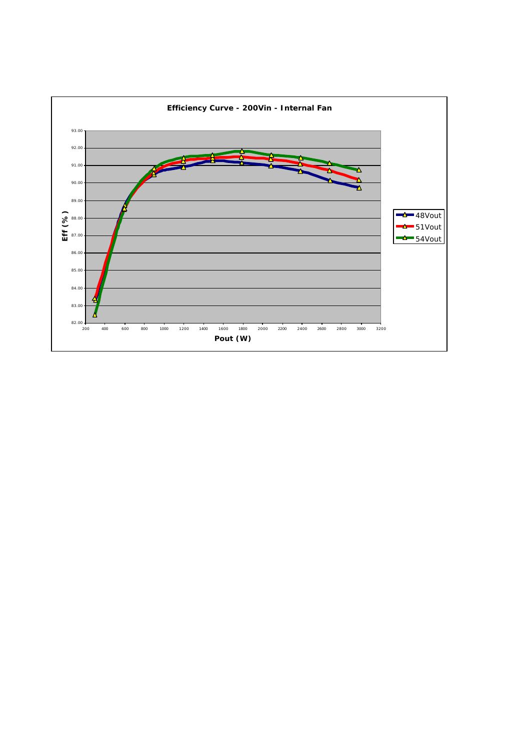**Efficiency Curve - 200Vin - Internal Fan**

Eff (%) vs. Pout (W)

Legend: 48Vout, 51Vout, 54Vout

Y-axis: 82.00, 83.00, 84.00, 85.00, 86.00, 87.00, 88.00, 89.00, 90.00, 91.00, 92.00, 93.00

X-axis: 200, 400, 600, 800, 1000, 1200, 1400, 1600, 1800, 2000, 2200, 2400, 2600, 2800, 3000, 3200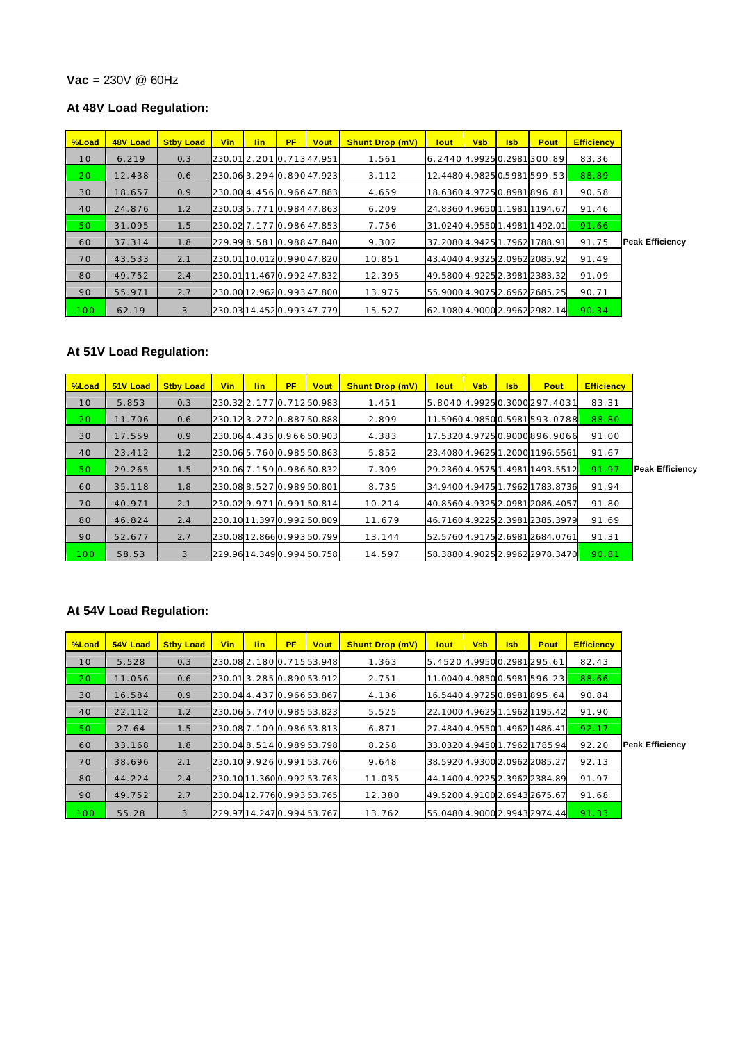**Vac** = 230V @ 60Hz

### At 48V Load Regulation:

| %Load | 48V Load | Stby Load | Vin | Iin | PF | Vout | Shunt Drop (mV) | Iout | Vsb | Isb | Pout | Efficiency | |
|---|---|---|---|---|---|---|---|---|---|---|---|---|---|
| 10 | 6.219 | 0.3 | 230.01 | 2.201 | 0.713 | 47.951 | 1.561 | 6.2440 | 4.9925 | 0.2981 | 300.89 | 83.36 | |
| 20 | 12.438 | 0.6 | 230.06 | 3.294 | 0.890 | 47.923 | 3.112 | 12.4480 | 4.9825 | 0.5981 | 599.53 | 88.89 | |
| 30 | 18.657 | 0.9 | 230.00 | 4.456 | 0.966 | 47.883 | 4.659 | 18.6360 | 4.9725 | 0.8981 | 896.81 | 90.58 | |
| 40 | 24.876 | 1.2 | 230.03 | 5.771 | 0.984 | 47.863 | 6.209 | 24.8360 | 4.9650 | 1.1981 | 1194.67 | 91.46 | |
| 50 | 31.095 | 1.5 | 230.02 | 7.177 | 0.986 | 47.853 | 7.756 | 31.0240 | 4.9550 | 1.4981 | 1492.01 | 91.66 | |
| 60 | 37.314 | 1.8 | 229.99 | 8.581 | 0.988 | 47.840 | 9.302 | 37.2080 | 4.9425 | 1.7962 | 1788.91 | 91.75 | Peak Efficiency |
| 70 | 43.533 | 2.1 | 230.01 | 10.012 | 0.990 | 47.820 | 10.851 | 43.4040 | 4.9325 | 2.0962 | 2085.92 | 91.49 | |
| 80 | 49.752 | 2.4 | 230.01 | 11.467 | 0.992 | 47.832 | 12.395 | 49.5800 | 4.9225 | 2.3981 | 2383.32 | 91.09 | |
| 90 | 55.971 | 2.7 | 230.00 | 12.962 | 0.993 | 47.800 | 13.975 | 55.9000 | 4.9075 | 2.6962 | 2685.25 | 90.71 | |
| 100 | 62.19 | 3 | 230.03 | 14.452 | 0.993 | 47.779 | 15.527 | 62.1080 | 4.9000 | 2.9962 | 2982.14 | 90.34 | |

### At 51V Load Regulation:

| %Load | 51V Load | Stby Load | Vin | Iin | PF | Vout | Shunt Drop (mV) | Iout | Vsb | Isb | Pout | Efficiency | |
|---|---|---|---|---|---|---|---|---|---|---|---|---|---|
| 10 | 5.853 | 0.3 | 230.32 | 2.177 | 0.712 | 50.983 | 1.451 | 5.8040 | 4.9925 | 0.3000 | 297.4031 | 83.31 | |
| 20 | 11.706 | 0.6 | 230.12 | 3.272 | 0.887 | 50.888 | 2.899 | 11.5960 | 4.9850 | 0.5981 | 593.0788 | 88.80 | |
| 30 | 17.559 | 0.9 | 230.06 | 4.435 | 0.966 | 50.903 | 4.383 | 17.5320 | 4.9725 | 0.9000 | 896.9066 | 91.00 | |
| 40 | 23.412 | 1.2 | 230.06 | 5.760 | 0.985 | 50.863 | 5.852 | 23.4080 | 4.9625 | 1.2000 | 1196.5561 | 91.67 | |
| 50 | 29.265 | 1.5 | 230.06 | 7.159 | 0.986 | 50.832 | 7.309 | 29.2360 | 4.9575 | 1.4981 | 1493.5512 | 91.97 | Peak Efficiency |
| 60 | 35.118 | 1.8 | 230.08 | 8.527 | 0.989 | 50.801 | 8.735 | 34.9400 | 4.9475 | 1.7962 | 1783.8736 | 91.94 | |
| 70 | 40.971 | 2.1 | 230.02 | 9.971 | 0.991 | 50.814 | 10.214 | 40.8560 | 4.9325 | 2.0981 | 2086.4057 | 91.80 | |
| 80 | 46.824 | 2.4 | 230.10 | 11.397 | 0.992 | 50.809 | 11.679 | 46.7160 | 4.9225 | 2.3981 | 2385.3979 | 91.69 | |
| 90 | 52.677 | 2.7 | 230.08 | 12.866 | 0.993 | 50.799 | 13.144 | 52.5760 | 4.9175 | 2.6981 | 2684.0761 | 91.31 | |
| 100 | 58.53 | 3 | 229.96 | 14.349 | 0.994 | 50.758 | 14.597 | 58.3880 | 4.9025 | 2.9962 | 2978.3470 | 90.81 | |

### At 54V Load Regulation:

| %Load | 54V Load | Stby Load | Vin | Iin | PF | Vout | Shunt Drop (mV) | Iout | Vsb | Isb | Pout | Efficiency | |
|---|---|---|---|---|---|---|---|---|---|---|---|---|---|
| 10 | 5.528 | 0.3 | 230.08 | 2.180 | 0.715 | 53.948 | 1.363 | 5.4520 | 4.9950 | 0.2981 | 295.61 | 82.43 | |
| 20 | 11.056 | 0.6 | 230.01 | 3.285 | 0.890 | 53.912 | 2.751 | 11.0040 | 4.9850 | 0.5981 | 596.23 | 88.66 | |
| 30 | 16.584 | 0.9 | 230.04 | 4.437 | 0.966 | 53.867 | 4.136 | 16.5440 | 4.9725 | 0.8981 | 895.64 | 90.84 | |
| 40 | 22.112 | 1.2 | 230.06 | 5.740 | 0.985 | 53.823 | 5.525 | 22.1000 | 4.9625 | 1.1962 | 1195.42 | 91.90 | |
| 50 | 27.64 | 1.5 | 230.08 | 7.109 | 0.986 | 53.813 | 6.871 | 27.4840 | 4.9550 | 1.4962 | 1486.41 | 92.17 | |
| 60 | 33.168 | 1.8 | 230.04 | 8.514 | 0.989 | 53.798 | 8.258 | 33.0320 | 4.9450 | 1.7962 | 1785.94 | 92.20 | Peak Efficiency |
| 70 | 38.696 | 2.1 | 230.10 | 9.926 | 0.991 | 53.766 | 9.648 | 38.5920 | 4.9300 | 2.0962 | 2085.27 | 92.13 | |
| 80 | 44.224 | 2.4 | 230.10 | 11.360 | 0.992 | 53.763 | 11.035 | 44.1400 | 4.9225 | 2.3962 | 2384.89 | 91.97 | |
| 90 | 49.752 | 2.7 | 230.04 | 12.776 | 0.993 | 53.765 | 12.380 | 49.5200 | 4.9100 | 2.6943 | 2675.67 | 91.68 | |
| 100 | 55.28 | 3 | 229.97 | 14.247 | 0.994 | 53.767 | 13.762 | 55.0480 | 4.9000 | 2.9943 | 2974.44 | 91.33 | |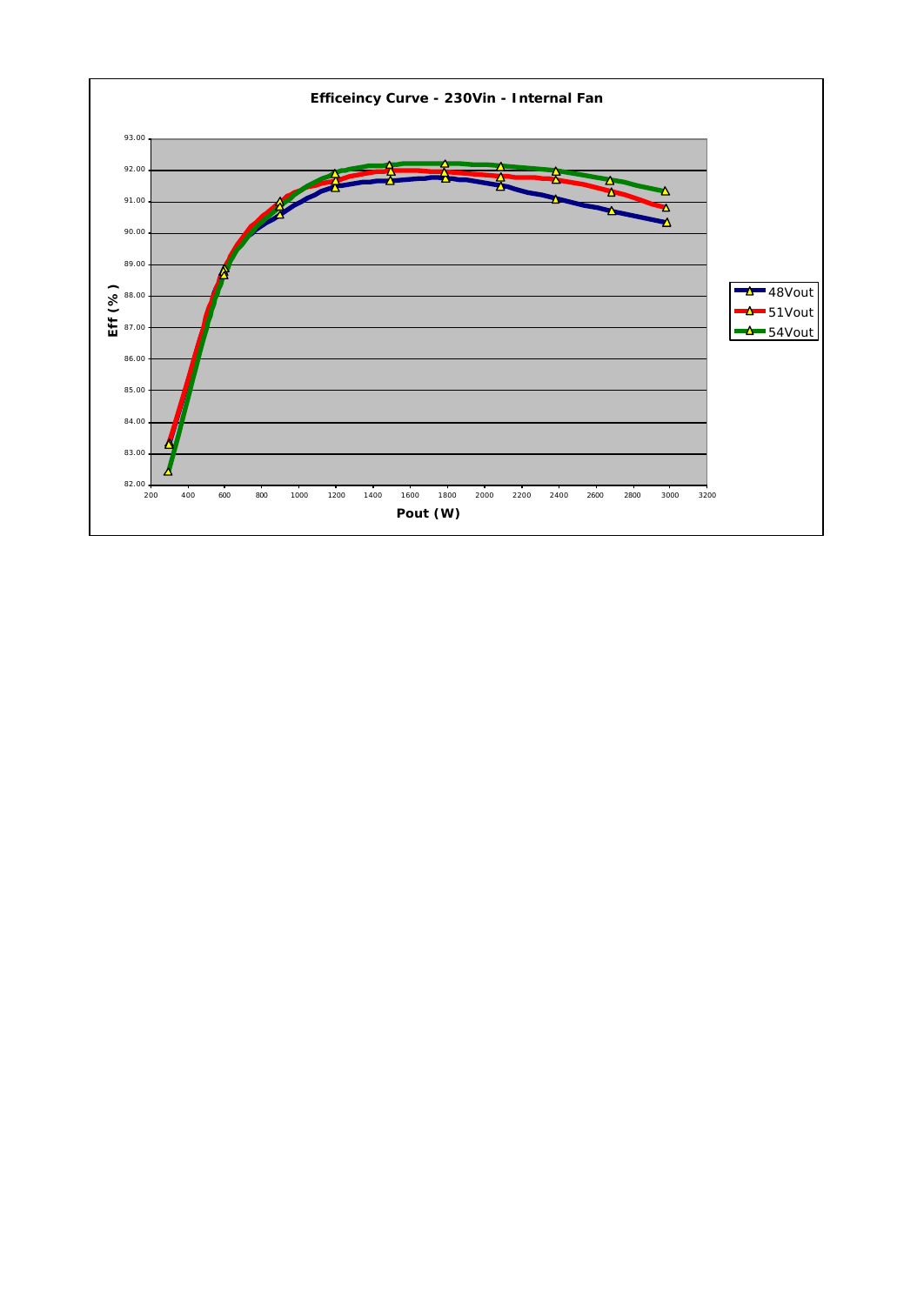**Efficeincy Curve - 230Vin - Internal Fan**

Eff (%)

93.00
92.00
91.00
90.00
89.00
88.00
87.00
86.00
85.00
84.00
83.00
82.00

200 400 600 800 1000 1200 1400 1600 1800 2000 2200 2400 2600 2800 3000 3200

**Pout (W)**

48Vout
51Vout
54Vout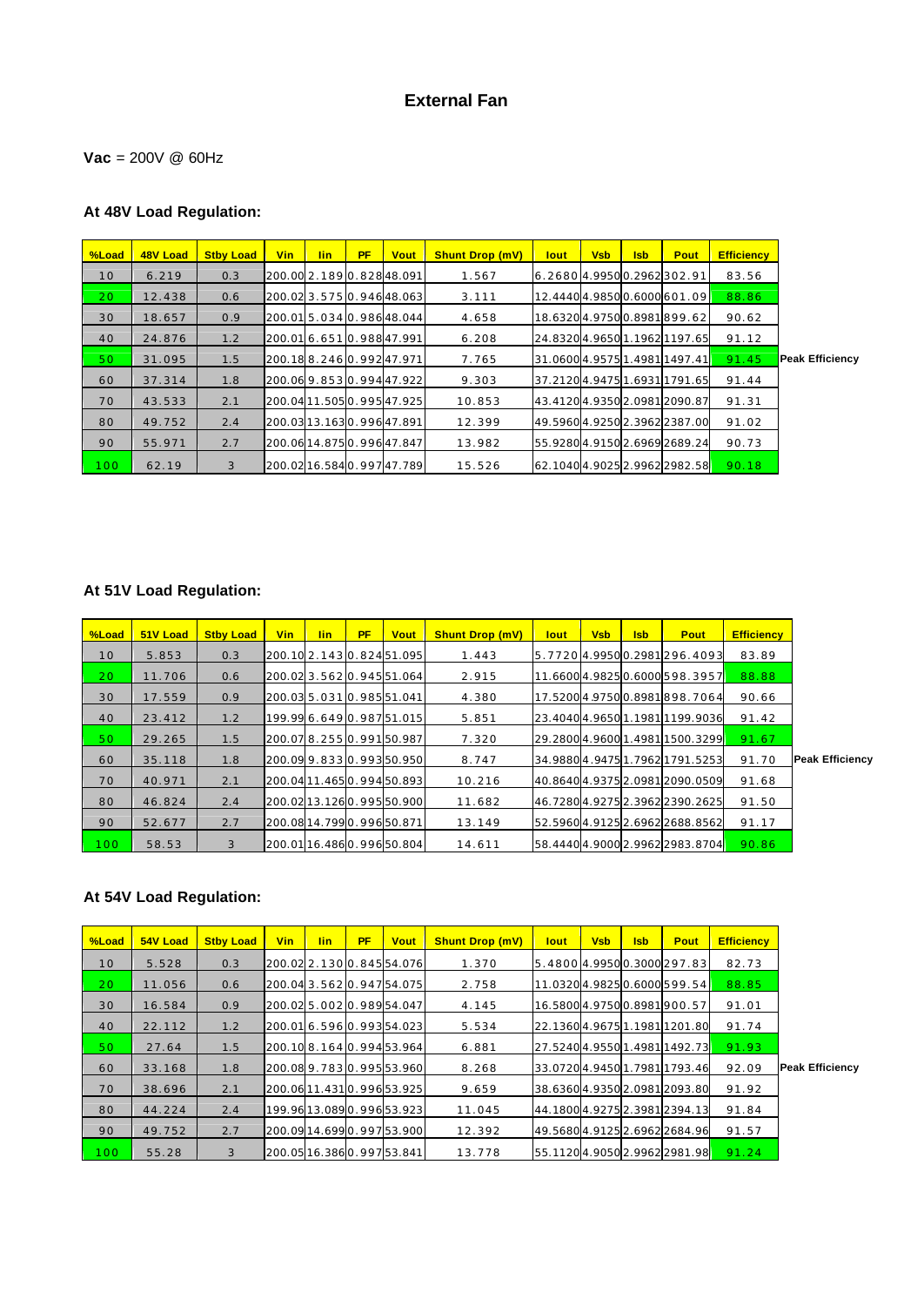# External Fan

**Vac** = 200V @ 60Hz

## At 48V Load Regulation:

| %Load | 48V Load | Stby Load | Vin | Iin | PF | Vout | Shunt Drop (mV) | Iout | Vsb | Isb | Pout | Efficiency | |
|---|---|---|---|---|---|---|---|---|---|---|---|---|---|
| 10 | 6.219 | 0.3 | 200.00 | 2.189 | 0.828 | 48.091 | 1.567 | 6.2680 | 4.9950 | 0.2962 | 302.91 | 83.56 | |
| 20 | 12.438 | 0.6 | 200.02 | 3.575 | 0.946 | 48.063 | 3.111 | 12.4440 | 4.9850 | 0.6000 | 601.09 | 88.86 | |
| 30 | 18.657 | 0.9 | 200.01 | 5.034 | 0.986 | 48.044 | 4.658 | 18.6320 | 4.9750 | 0.8981 | 899.62 | 90.62 | |
| 40 | 24.876 | 1.2 | 200.01 | 6.651 | 0.988 | 47.991 | 6.208 | 24.8320 | 4.9650 | 1.1962 | 1197.65 | 91.12 | |
| 50 | 31.095 | 1.5 | 200.18 | 8.246 | 0.992 | 47.971 | 7.765 | 31.0600 | 4.9575 | 1.4981 | 1497.41 | 91.45 | Peak Efficiency |
| 60 | 37.314 | 1.8 | 200.06 | 9.853 | 0.994 | 47.922 | 9.303 | 37.2120 | 4.9475 | 1.6931 | 1791.65 | 91.44 | |
| 70 | 43.533 | 2.1 | 200.04 | 11.505 | 0.995 | 47.925 | 10.853 | 43.4120 | 4.9350 | 2.0981 | 2090.87 | 91.31 | |
| 80 | 49.752 | 2.4 | 200.03 | 13.163 | 0.996 | 47.891 | 12.399 | 49.5960 | 4.9250 | 2.3962 | 2387.00 | 91.02 | |
| 90 | 55.971 | 2.7 | 200.06 | 14.875 | 0.996 | 47.847 | 13.982 | 55.9280 | 4.9150 | 2.6969 | 2689.24 | 90.73 | |
| 100 | 62.19 | 3 | 200.02 | 16.584 | 0.997 | 47.789 | 15.526 | 62.1040 | 4.9025 | 2.9962 | 2982.58 | 90.18 | |

## At 51V Load Regulation:

| %Load | 51V Load | Stby Load | Vin | Iin | PF | Vout | Shunt Drop (mV) | Iout | Vsb | Isb | Pout | Efficiency | |
|---|---|---|---|---|---|---|---|---|---|---|---|---|---|
| 10 | 5.853 | 0.3 | 200.10 | 2.143 | 0.824 | 51.095 | 1.443 | 5.7720 | 4.9950 | 0.2981 | 296.4093 | 83.89 | |
| 20 | 11.706 | 0.6 | 200.02 | 3.562 | 0.945 | 51.064 | 2.915 | 11.6600 | 4.9825 | 0.6000 | 598.3957 | 88.88 | |
| 30 | 17.559 | 0.9 | 200.03 | 5.031 | 0.985 | 51.041 | 4.380 | 17.5200 | 4.9750 | 0.8981 | 898.7064 | 90.66 | |
| 40 | 23.412 | 1.2 | 199.99 | 6.649 | 0.987 | 51.015 | 5.851 | 23.4040 | 4.9650 | 1.1981 | 1199.9036 | 91.42 | |
| 50 | 29.265 | 1.5 | 200.07 | 8.255 | 0.991 | 50.987 | 7.320 | 29.2800 | 4.9600 | 1.4981 | 1500.3299 | 91.67 | |
| 60 | 35.118 | 1.8 | 200.09 | 9.833 | 0.993 | 50.950 | 8.747 | 34.9880 | 4.9475 | 1.7962 | 1791.5253 | 91.70 | Peak Efficiency |
| 70 | 40.971 | 2.1 | 200.04 | 11.465 | 0.994 | 50.893 | 10.216 | 40.8640 | 4.9375 | 2.0981 | 2090.0509 | 91.68 | |
| 80 | 46.824 | 2.4 | 200.02 | 13.126 | 0.995 | 50.900 | 11.682 | 46.7280 | 4.9275 | 2.3962 | 2390.2625 | 91.50 | |
| 90 | 52.677 | 2.7 | 200.08 | 14.799 | 0.996 | 50.871 | 13.149 | 52.5960 | 4.9125 | 2.6962 | 2688.8562 | 91.17 | |
| 100 | 58.53 | 3 | 200.01 | 16.486 | 0.996 | 50.804 | 14.611 | 58.4440 | 4.9000 | 2.9962 | 2983.8704 | 90.86 | |

## At 54V Load Regulation:

| %Load | 54V Load | Stby Load | Vin | Iin | PF | Vout | Shunt Drop (mV) | Iout | Vsb | Isb | Pout | Efficiency | |
|---|---|---|---|---|---|---|---|---|---|---|---|---|---|
| 10 | 5.528 | 0.3 | 200.02 | 2.130 | 0.845 | 54.076 | 1.370 | 5.4800 | 4.9950 | 0.3000 | 297.83 | 82.73 | |
| 20 | 11.056 | 0.6 | 200.04 | 3.562 | 0.947 | 54.075 | 2.758 | 11.0320 | 4.9825 | 0.6000 | 599.54 | 88.85 | |
| 30 | 16.584 | 0.9 | 200.02 | 5.002 | 0.989 | 54.047 | 4.145 | 16.5800 | 4.9750 | 0.8981 | 900.57 | 91.01 | |
| 40 | 22.112 | 1.2 | 200.01 | 6.596 | 0.993 | 54.023 | 5.534 | 22.1360 | 4.9675 | 1.1981 | 1201.80 | 91.74 | |
| 50 | 27.64 | 1.5 | 200.10 | 8.164 | 0.994 | 53.964 | 6.881 | 27.5240 | 4.9550 | 1.4981 | 1492.73 | 91.93 | |
| 60 | 33.168 | 1.8 | 200.08 | 9.783 | 0.995 | 53.960 | 8.268 | 33.0720 | 4.9450 | 1.7981 | 1793.46 | 92.09 | Peak Efficiency |
| 70 | 38.696 | 2.1 | 200.06 | 11.431 | 0.996 | 53.925 | 9.659 | 38.6360 | 4.9350 | 2.0981 | 2093.80 | 91.92 | |
| 80 | 44.224 | 2.4 | 199.96 | 13.089 | 0.996 | 53.923 | 11.045 | 44.1800 | 4.9275 | 2.3981 | 2394.13 | 91.84 | |
| 90 | 49.752 | 2.7 | 200.09 | 14.699 | 0.997 | 53.900 | 12.392 | 49.5680 | 4.9125 | 2.6962 | 2684.96 | 91.57 | |
| 100 | 55.28 | 3 | 200.05 | 16.386 | 0.997 | 53.841 | 13.778 | 55.1120 | 4.9050 | 2.9962 | 2981.98 | 91.24 | |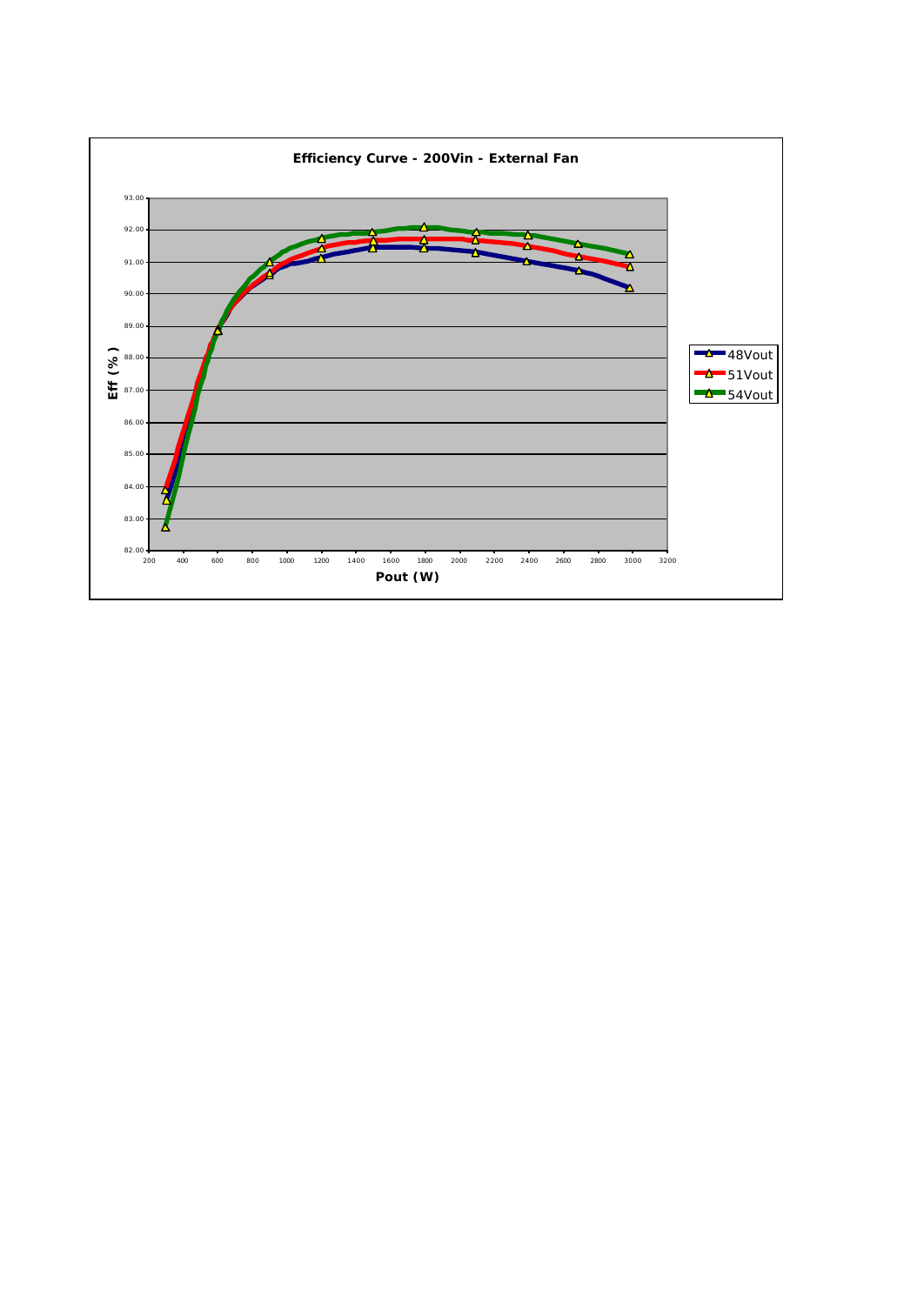**Efficiency Curve - 200Vin - External Fan**

Eff (%)

93.00
92.00
91.00
90.00
89.00
88.00
87.00
86.00
85.00
84.00
83.00
82.00

200 400 600 800 1000 1200 1400 1600 1800 2000 2200 2400 2600 2800 3000 3200

Pout (W)

48Vout
51Vout
54Vout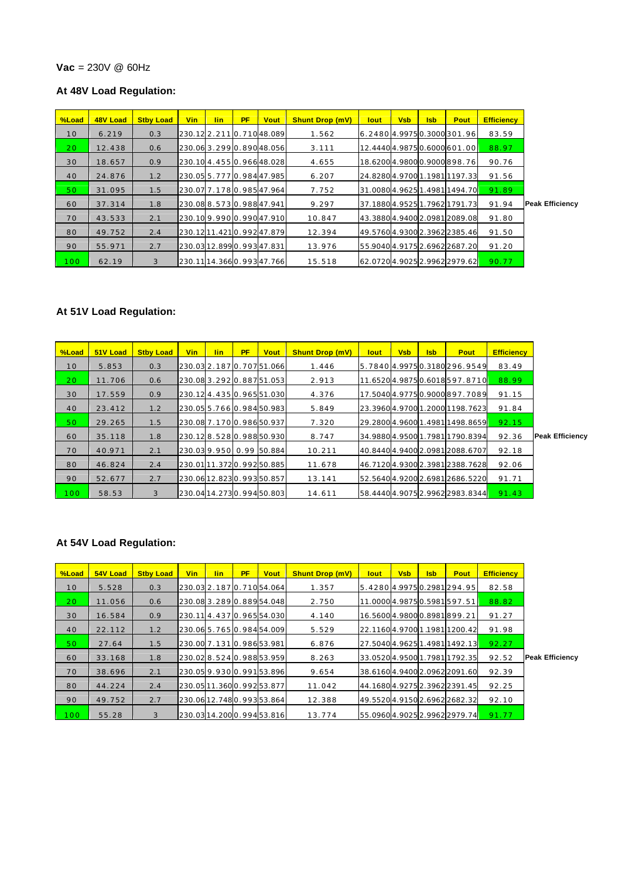**Vac** = 230V @ 60Hz

### At 48V Load Regulation:

| %Load | 48V Load | Stby Load | Vin | Iin | PF | Vout | Shunt Drop (mV) | Iout | Vsb | Isb | Pout | Efficiency | |
|---|---|---|---|---|---|---|---|---|---|---|---|---|---|
| 10 | 6.219 | 0.3 | 230.12 | 2.211 | 0.710 | 48.089 | 1.562 | 6.2480 | 4.9975 | 0.3000 | 301.96 | 83.59 | |
| 20 | 12.438 | 0.6 | 230.06 | 3.299 | 0.890 | 48.056 | 3.111 | 12.4440 | 4.9875 | 0.6000 | 601.00 | 88.97 | |
| 30 | 18.657 | 0.9 | 230.10 | 4.455 | 0.966 | 48.028 | 4.655 | 18.6200 | 4.9800 | 0.9000 | 898.76 | 90.76 | |
| 40 | 24.876 | 1.2 | 230.05 | 5.777 | 0.984 | 47.985 | 6.207 | 24.8280 | 4.9700 | 1.1981 | 1197.33 | 91.56 | |
| 50 | 31.095 | 1.5 | 230.07 | 7.178 | 0.985 | 47.964 | 7.752 | 31.0080 | 4.9625 | 1.4981 | 1494.70 | 91.89 | |
| 60 | 37.314 | 1.8 | 230.08 | 8.573 | 0.988 | 47.941 | 9.297 | 37.1880 | 4.9525 | 1.7962 | 1791.73 | 91.94 | **Peak Efficiency** |
| 70 | 43.533 | 2.1 | 230.10 | 9.990 | 0.990 | 47.910 | 10.847 | 43.3880 | 4.9400 | 2.0981 | 2089.08 | 91.80 | |
| 80 | 49.752 | 2.4 | 230.12 | 11.421 | 0.992 | 47.879 | 12.394 | 49.5760 | 4.9300 | 2.3962 | 2385.46 | 91.50 | |
| 90 | 55.971 | 2.7 | 230.03 | 12.899 | 0.993 | 47.831 | 13.976 | 55.9040 | 4.9175 | 2.6962 | 2687.20 | 91.20 | |
| 100 | 62.19 | 3 | 230.11 | 14.366 | 0.993 | 47.766 | 15.518 | 62.0720 | 4.9025 | 2.9962 | 2979.62 | 90.77 | |

### At 51V Load Regulation:

| %Load | 51V Load | Stby Load | Vin | Iin | PF | Vout | Shunt Drop (mV) | Iout | Vsb | Isb | Pout | Efficiency | |
|---|---|---|---|---|---|---|---|---|---|---|---|---|---|
| 10 | 5.853 | 0.3 | 230.03 | 2.187 | 0.707 | 51.066 | 1.446 | 5.7840 | 4.9975 | 0.3180 | 296.9549 | 83.49 | |
| 20 | 11.706 | 0.6 | 230.08 | 3.292 | 0.887 | 51.053 | 2.913 | 11.6520 | 4.9875 | 0.6018 | 597.8710 | 88.99 | |
| 30 | 17.559 | 0.9 | 230.12 | 4.435 | 0.965 | 51.030 | 4.376 | 17.5040 | 4.9775 | 0.9000 | 897.7089 | 91.15 | |
| 40 | 23.412 | 1.2 | 230.05 | 5.766 | 0.984 | 50.983 | 5.849 | 23.3960 | 4.9700 | 1.2000 | 1198.7623 | 91.84 | |
| 50 | 29.265 | 1.5 | 230.08 | 7.170 | 0.986 | 50.937 | 7.320 | 29.2800 | 4.9600 | 1.4981 | 1498.8659 | 92.15 | |
| 60 | 35.118 | 1.8 | 230.12 | 8.528 | 0.988 | 50.930 | 8.747 | 34.9880 | 4.9500 | 1.7981 | 1790.8394 | 92.36 | **Peak Efficiency** |
| 70 | 40.971 | 2.1 | 230.03 | 9.950 | 0.99 | 50.884 | 10.211 | 40.8440 | 4.9400 | 2.0981 | 2088.6707 | 92.18 | |
| 80 | 46.824 | 2.4 | 230.01 | 11.372 | 0.992 | 50.885 | 11.678 | 46.7120 | 4.9300 | 2.3981 | 2388.7628 | 92.06 | |
| 90 | 52.677 | 2.7 | 230.06 | 12.823 | 0.993 | 50.857 | 13.141 | 52.5640 | 4.9200 | 2.6981 | 2686.5220 | 91.71 | |
| 100 | 58.53 | 3 | 230.04 | 14.273 | 0.994 | 50.803 | 14.611 | 58.4440 | 4.9075 | 2.9962 | 2983.8344 | 91.43 | |

### At 54V Load Regulation:

| %Load | 54V Load | Stby Load | Vin | Iin | PF | Vout | Shunt Drop (mV) | Iout | Vsb | Isb | Pout | Efficiency | |
|---|---|---|---|---|---|---|---|---|---|---|---|---|---|
| 10 | 5.528 | 0.3 | 230.03 | 2.187 | 0.710 | 54.064 | 1.357 | 5.4280 | 4.9975 | 0.2981 | 294.95 | 82.58 | |
| 20 | 11.056 | 0.6 | 230.08 | 3.289 | 0.889 | 54.048 | 2.750 | 11.0000 | 4.9875 | 0.5981 | 597.51 | 88.82 | |
| 30 | 16.584 | 0.9 | 230.11 | 4.437 | 0.965 | 54.030 | 4.140 | 16.5600 | 4.9800 | 0.8981 | 899.21 | 91.27 | |
| 40 | 22.112 | 1.2 | 230.06 | 5.765 | 0.984 | 54.009 | 5.529 | 22.1160 | 4.9700 | 1.1981 | 1200.42 | 91.98 | |
| 50 | 27.64 | 1.5 | 230.00 | 7.131 | 0.986 | 53.981 | 6.876 | 27.5040 | 4.9625 | 1.4981 | 1492.13 | 92.27 | |
| 60 | 33.168 | 1.8 | 230.02 | 8.524 | 0.988 | 53.959 | 8.263 | 33.0520 | 4.9500 | 1.7981 | 1792.35 | 92.52 | **Peak Efficiency** |
| 70 | 38.696 | 2.1 | 230.05 | 9.930 | 0.991 | 53.896 | 9.654 | 38.6160 | 4.9400 | 2.0962 | 2091.60 | 92.39 | |
| 80 | 44.224 | 2.4 | 230.05 | 11.360 | 0.992 | 53.877 | 11.042 | 44.1680 | 4.9275 | 2.3962 | 2391.45 | 92.25 | |
| 90 | 49.752 | 2.7 | 230.06 | 12.748 | 0.993 | 53.864 | 12.388 | 49.5520 | 4.9150 | 2.6962 | 2682.32 | 92.10 | |
| 100 | 55.28 | 3 | 230.03 | 14.200 | 0.994 | 53.816 | 13.774 | 55.0960 | 4.9025 | 2.9962 | 2979.74 | 91.77 | |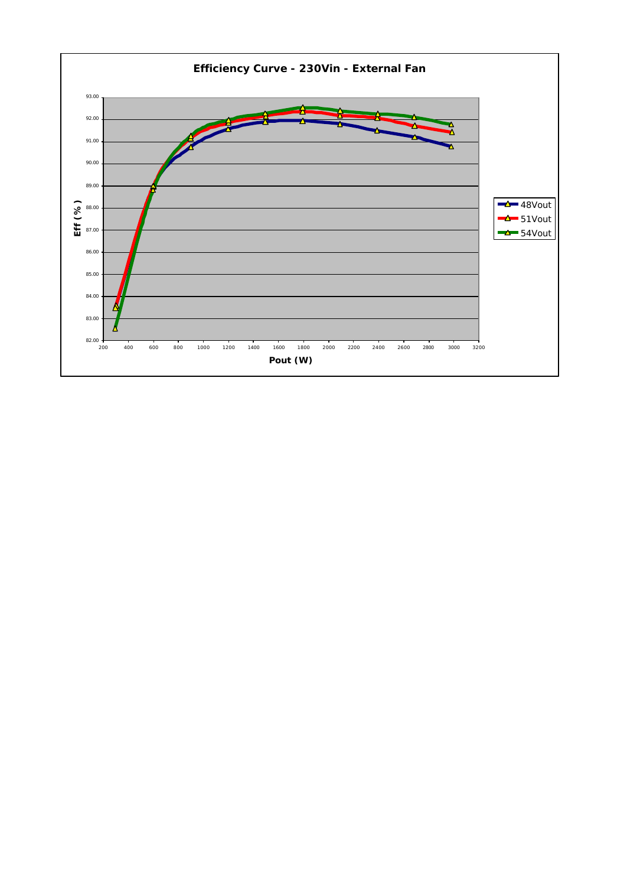Efficiency Curve - 230Vin - External Fan

Eff ( % )

93.00
92.00
91.00
90.00
89.00
88.00
87.00
86.00
85.00
84.00
83.00
82.00

200 400 600 800 1000 1200 1400 1600 1800 2000 2200 2400 2600 2800 3000 3200

Pout (W)

48Vout
51Vout
54Vout